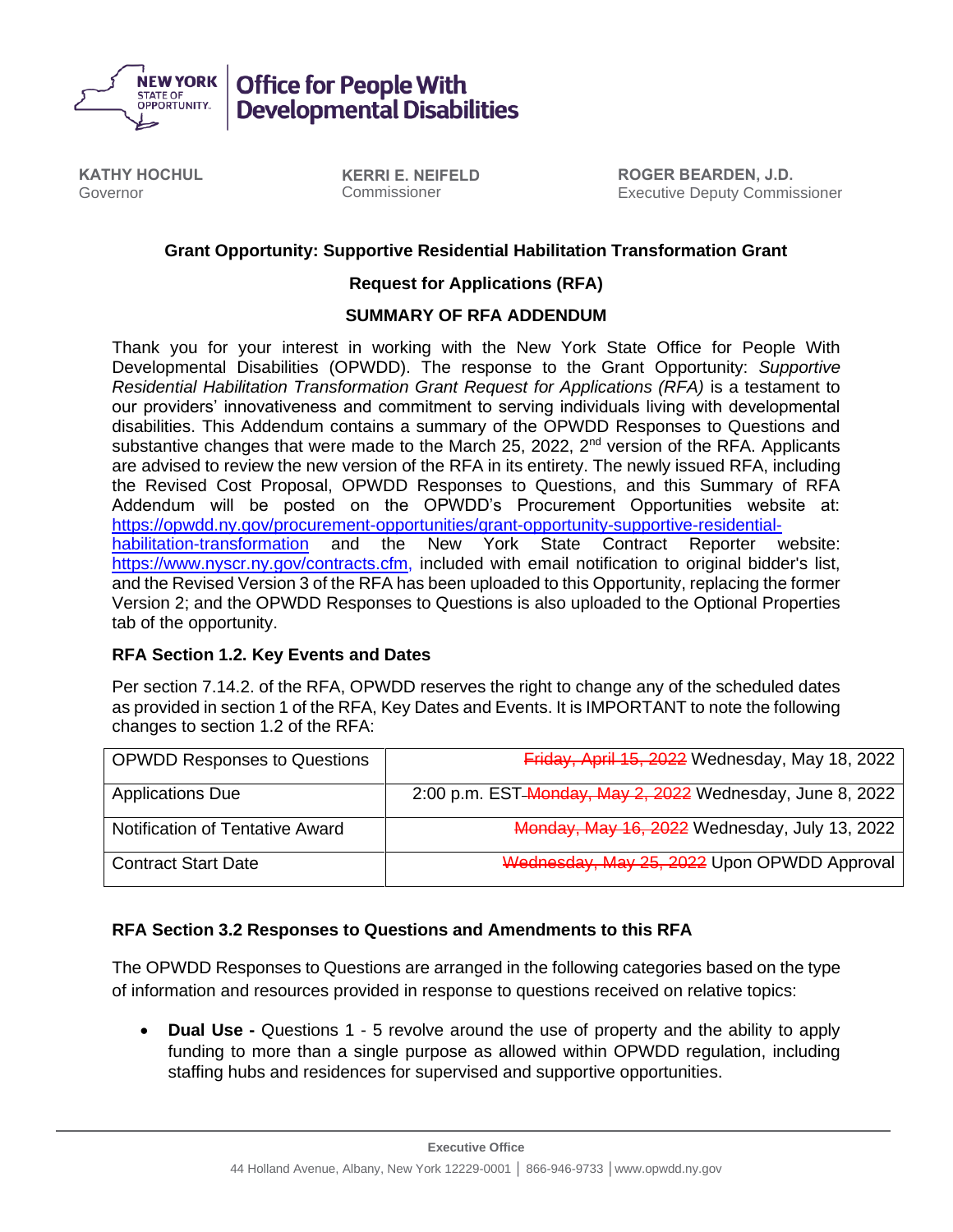**NEW YORK STATE OF OPPORTUNITY** | **Office for People With Developmental Disabilities**

**KATHY HOCHUL**
Governor

**KERRI E. NEIFELD**
Commissioner

**ROGER BEARDEN, J.D.**
Executive Deputy Commissioner

### Grant Opportunity: Supportive Residential Habilitation Transformation Grant

### Request for Applications (RFA)

### SUMMARY OF RFA ADDENDUM

Thank you for your interest in working with the New York State Office for People With Developmental Disabilities (OPWDD). The response to the Grant Opportunity: *Supportive Residential Habilitation Transformation Grant Request for Applications (RFA)* is a testament to our providers' innovativeness and commitment to serving individuals living with developmental disabilities. This Addendum contains a summary of the OPWDD Responses to Questions and substantive changes that were made to the March 25, 2022, 2nd version of the RFA. Applicants are advised to review the new version of the RFA in its entirety. The newly issued RFA, including the Revised Cost Proposal, OPWDD Responses to Questions, and this Summary of RFA Addendum will be posted on the OPWDD's Procurement Opportunities website at: https://opwdd.ny.gov/procurement-opportunities/grant-opportunity-supportive-residential-habilitation-transformation and the New York State Contract Reporter website: https://www.nyscr.ny.gov/contracts.cfm, included with email notification to original bidder's list, and the Revised Version 3 of the RFA has been uploaded to this Opportunity, replacing the former Version 2; and the OPWDD Responses to Questions is also uploaded to the Optional Properties tab of the opportunity.

#### RFA Section 1.2. Key Events and Dates

Per section 7.14.2. of the RFA, OPWDD reserves the right to change any of the scheduled dates as provided in section 1 of the RFA, Key Dates and Events. It is IMPORTANT to note the following changes to section 1.2 of the RFA:

| | |
|---|---|
| OPWDD Responses to Questions | ~~Friday, April 15, 2022~~ Wednesday, May 18, 2022 |
| Applications Due | 2:00 p.m. EST ~~Monday, May 2, 2022~~ Wednesday, June 8, 2022 |
| Notification of Tentative Award | ~~Monday, May 16, 2022~~ Wednesday, July 13, 2022 |
| Contract Start Date | ~~Wednesday, May 25, 2022~~ Upon OPWDD Approval |

#### RFA Section 3.2 Responses to Questions and Amendments to this RFA

The OPWDD Responses to Questions are arranged in the following categories based on the type of information and resources provided in response to questions received on relative topics:

- **Dual Use -** Questions 1 - 5 revolve around the use of property and the ability to apply funding to more than a single purpose as allowed within OPWDD regulation, including staffing hubs and residences for supervised and supportive opportunities.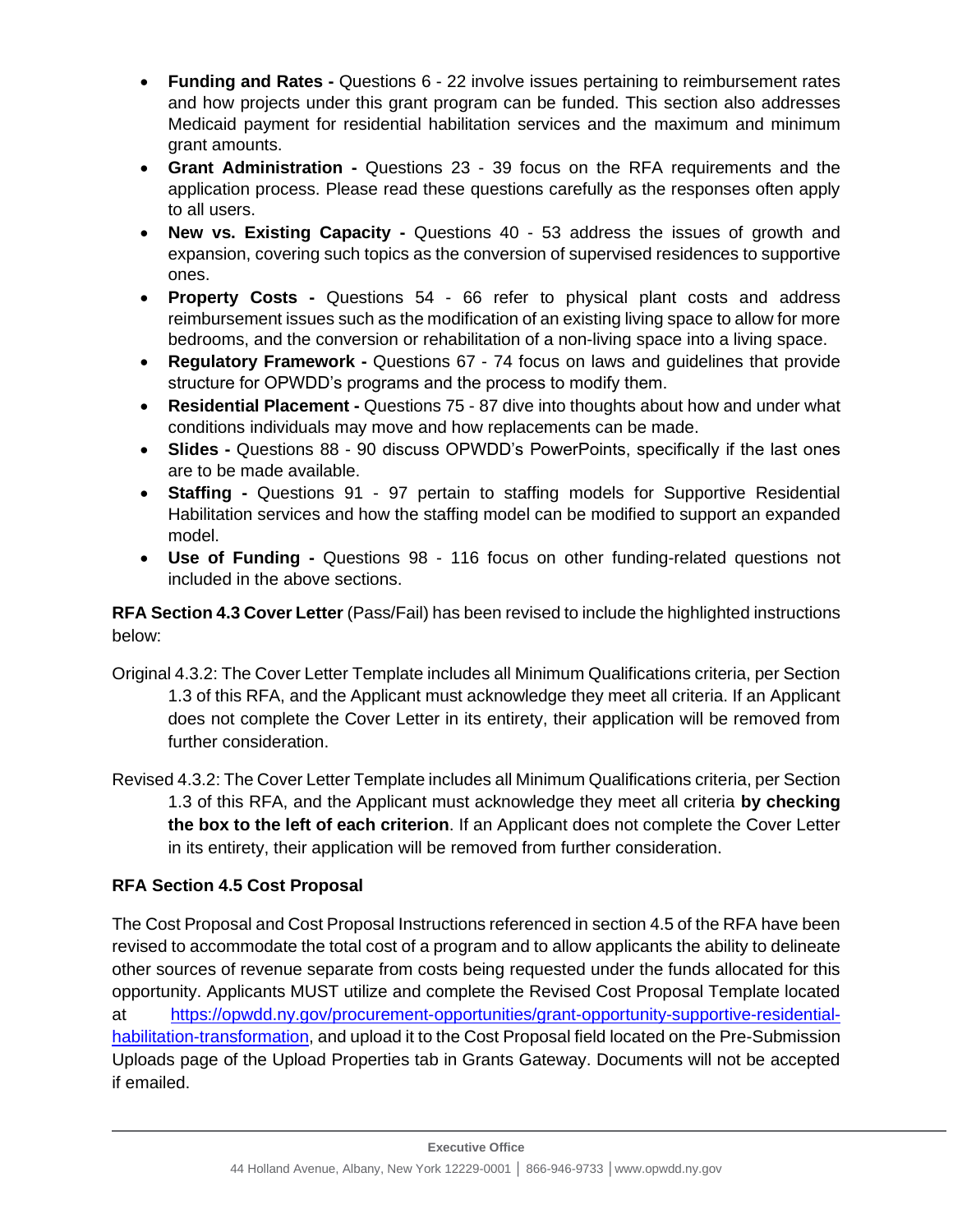- **Funding and Rates -** Questions 6 - 22 involve issues pertaining to reimbursement rates and how projects under this grant program can be funded. This section also addresses Medicaid payment for residential habilitation services and the maximum and minimum grant amounts.
- **Grant Administration -** Questions 23 - 39 focus on the RFA requirements and the application process. Please read these questions carefully as the responses often apply to all users.
- **New vs. Existing Capacity -** Questions 40 - 53 address the issues of growth and expansion, covering such topics as the conversion of supervised residences to supportive ones.
- **Property Costs -** Questions 54 - 66 refer to physical plant costs and address reimbursement issues such as the modification of an existing living space to allow for more bedrooms, and the conversion or rehabilitation of a non-living space into a living space.
- **Regulatory Framework -** Questions 67 - 74 focus on laws and guidelines that provide structure for OPWDD's programs and the process to modify them.
- **Residential Placement -** Questions 75 - 87 dive into thoughts about how and under what conditions individuals may move and how replacements can be made.
- **Slides -** Questions 88 - 90 discuss OPWDD's PowerPoints, specifically if the last ones are to be made available.
- **Staffing -** Questions 91 - 97 pertain to staffing models for Supportive Residential Habilitation services and how the staffing model can be modified to support an expanded model.
- **Use of Funding -** Questions 98 - 116 focus on other funding-related questions not included in the above sections.

**RFA Section 4.3 Cover Letter** (Pass/Fail) has been revised to include the highlighted instructions below:

Original 4.3.2: The Cover Letter Template includes all Minimum Qualifications criteria, per Section 1.3 of this RFA, and the Applicant must acknowledge they meet all criteria. If an Applicant does not complete the Cover Letter in its entirety, their application will be removed from further consideration.

Revised 4.3.2: The Cover Letter Template includes all Minimum Qualifications criteria, per Section 1.3 of this RFA, and the Applicant must acknowledge they meet all criteria **by checking the box to the left of each criterion**. If an Applicant does not complete the Cover Letter in its entirety, their application will be removed from further consideration.

**RFA Section 4.5 Cost Proposal**

The Cost Proposal and Cost Proposal Instructions referenced in section 4.5 of the RFA have been revised to accommodate the total cost of a program and to allow applicants the ability to delineate other sources of revenue separate from costs being requested under the funds allocated for this opportunity. Applicants MUST utilize and complete the Revised Cost Proposal Template located at https://opwdd.ny.gov/procurement-opportunities/grant-opportunity-supportive-residential-habilitation-transformation, and upload it to the Cost Proposal field located on the Pre-Submission Uploads page of the Upload Properties tab in Grants Gateway. Documents will not be accepted if emailed.